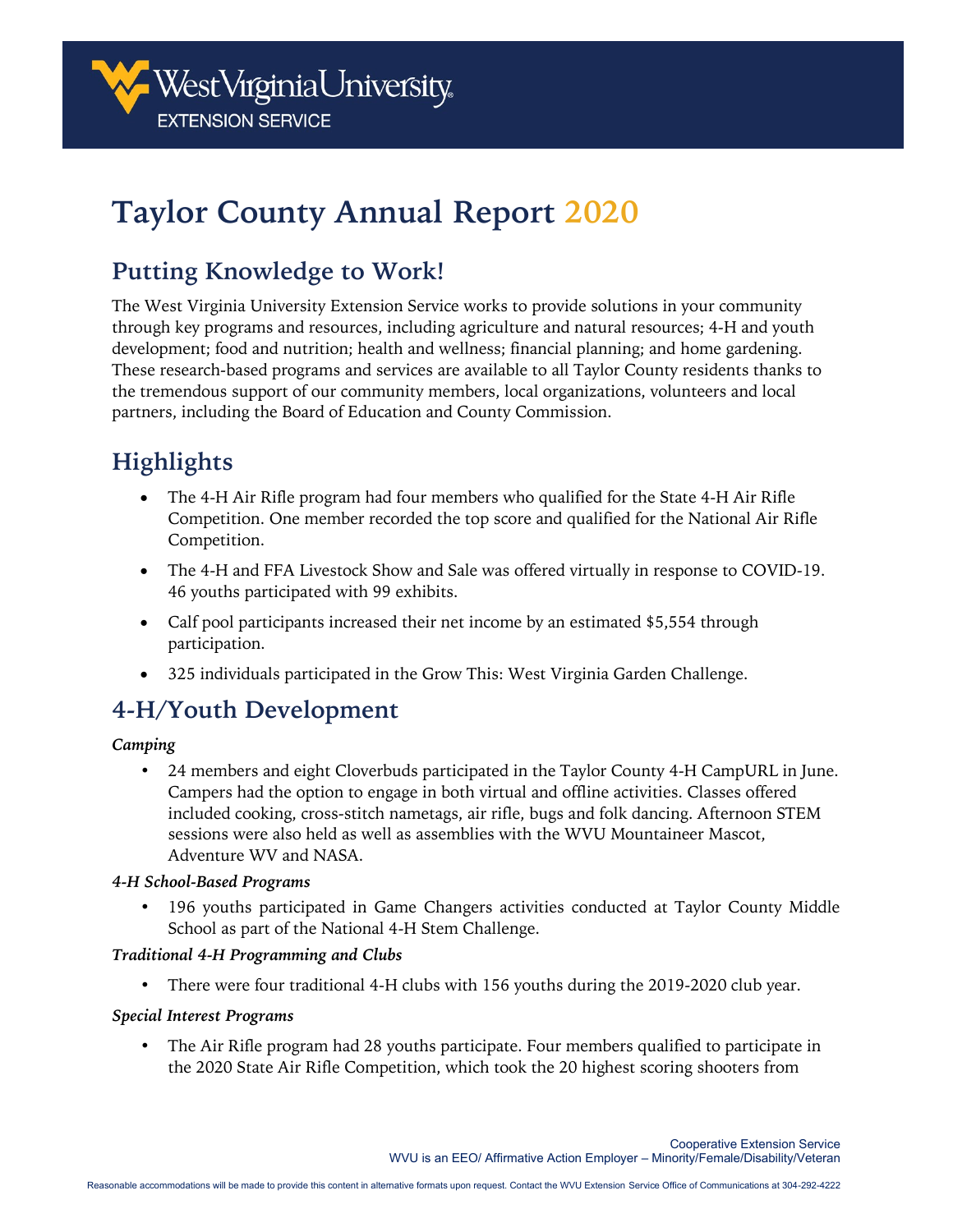West Virginia University
EXTENSION SERVICE

# Taylor County Annual Report 2020

## Putting Knowledge to Work!

The West Virginia University Extension Service works to provide solutions in your community through key programs and resources, including agriculture and natural resources; 4-H and youth development; food and nutrition; health and wellness; financial planning; and home gardening. These research-based programs and services are available to all Taylor County residents thanks to the tremendous support of our community members, local organizations, volunteers and local partners, including the Board of Education and County Commission.

## Highlights

- The 4-H Air Rifle program had four members who qualified for the State 4-H Air Rifle Competition. One member recorded the top score and qualified for the National Air Rifle Competition.
- The 4-H and FFA Livestock Show and Sale was offered virtually in response to COVID-19. 46 youths participated with 99 exhibits.
- Calf pool participants increased their net income by an estimated $5,554 through participation.
- 325 individuals participated in the Grow This: West Virginia Garden Challenge.

## 4-H/Youth Development

***Camping***

- 24 members and eight Cloverbuds participated in the Taylor County 4-H CampURL in June. Campers had the option to engage in both virtual and offline activities. Classes offered included cooking, cross-stitch nametags, air rifle, bugs and folk dancing. Afternoon STEM sessions were also held as well as assemblies with the WVU Mountaineer Mascot, Adventure WV and NASA.

***4-H School-Based Programs***

- 196 youths participated in Game Changers activities conducted at Taylor County Middle School as part of the National 4-H Stem Challenge.

***Traditional 4-H Programming and Clubs***

- There were four traditional 4-H clubs with 156 youths during the 2019-2020 club year.

***Special Interest Programs***

- The Air Rifle program had 28 youths participate. Four members qualified to participate in the 2020 State Air Rifle Competition, which took the 20 highest scoring shooters from

Cooperative Extension Service
WVU is an EEO/ Affirmative Action Employer – Minority/Female/Disability/Veteran

Reasonable accommodations will be made to provide this content in alternative formats upon request. Contact the WVU Extension Service Office of Communications at 304-292-4222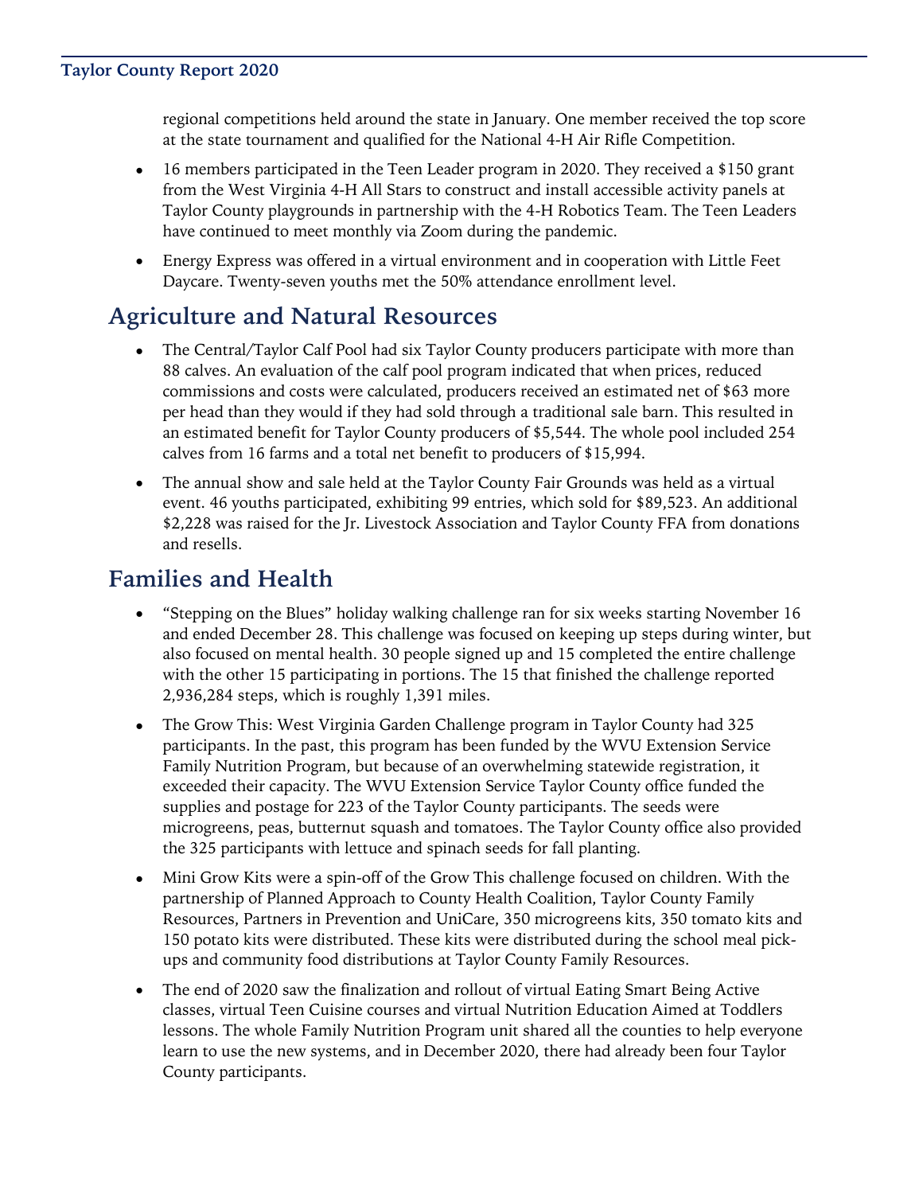regional competitions held around the state in January. One member received the top score at the state tournament and qualified for the National 4-H Air Rifle Competition.

- 16 members participated in the Teen Leader program in 2020. They received a $150 grant from the West Virginia 4-H All Stars to construct and install accessible activity panels at Taylor County playgrounds in partnership with the 4-H Robotics Team. The Teen Leaders have continued to meet monthly via Zoom during the pandemic.
- Energy Express was offered in a virtual environment and in cooperation with Little Feet Daycare. Twenty-seven youths met the 50% attendance enrollment level.

## Agriculture and Natural Resources

- The Central/Taylor Calf Pool had six Taylor County producers participate with more than 88 calves. An evaluation of the calf pool program indicated that when prices, reduced commissions and costs were calculated, producers received an estimated net of $63 more per head than they would if they had sold through a traditional sale barn. This resulted in an estimated benefit for Taylor County producers of $5,544. The whole pool included 254 calves from 16 farms and a total net benefit to producers of $15,994.
- The annual show and sale held at the Taylor County Fair Grounds was held as a virtual event. 46 youths participated, exhibiting 99 entries, which sold for $89,523. An additional $2,228 was raised for the Jr. Livestock Association and Taylor County FFA from donations and resells.

## Families and Health

- "Stepping on the Blues" holiday walking challenge ran for six weeks starting November 16 and ended December 28. This challenge was focused on keeping up steps during winter, but also focused on mental health. 30 people signed up and 15 completed the entire challenge with the other 15 participating in portions. The 15 that finished the challenge reported 2,936,284 steps, which is roughly 1,391 miles.
- The Grow This: West Virginia Garden Challenge program in Taylor County had 325 participants. In the past, this program has been funded by the WVU Extension Service Family Nutrition Program, but because of an overwhelming statewide registration, it exceeded their capacity. The WVU Extension Service Taylor County office funded the supplies and postage for 223 of the Taylor County participants. The seeds were microgreens, peas, butternut squash and tomatoes. The Taylor County office also provided the 325 participants with lettuce and spinach seeds for fall planting.
- Mini Grow Kits were a spin-off of the Grow This challenge focused on children. With the partnership of Planned Approach to County Health Coalition, Taylor County Family Resources, Partners in Prevention and UniCare, 350 microgreens kits, 350 tomato kits and 150 potato kits were distributed. These kits were distributed during the school meal pick-ups and community food distributions at Taylor County Family Resources.
- The end of 2020 saw the finalization and rollout of virtual Eating Smart Being Active classes, virtual Teen Cuisine courses and virtual Nutrition Education Aimed at Toddlers lessons. The whole Family Nutrition Program unit shared all the counties to help everyone learn to use the new systems, and in December 2020, there had already been four Taylor County participants.